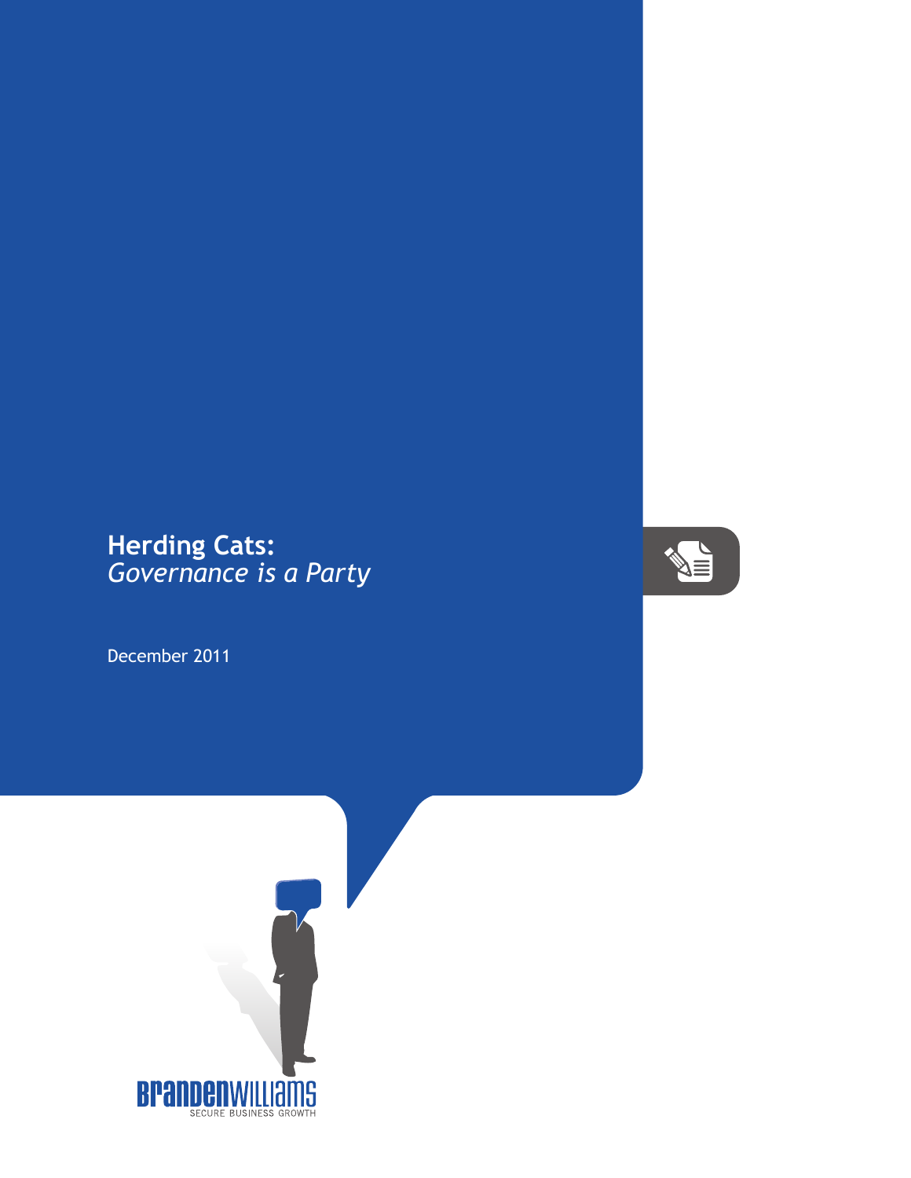# Herding Cats:
## *Governance is a Party*

December 2011

BrandenWilliams
SECURE BUSINESS GROWTH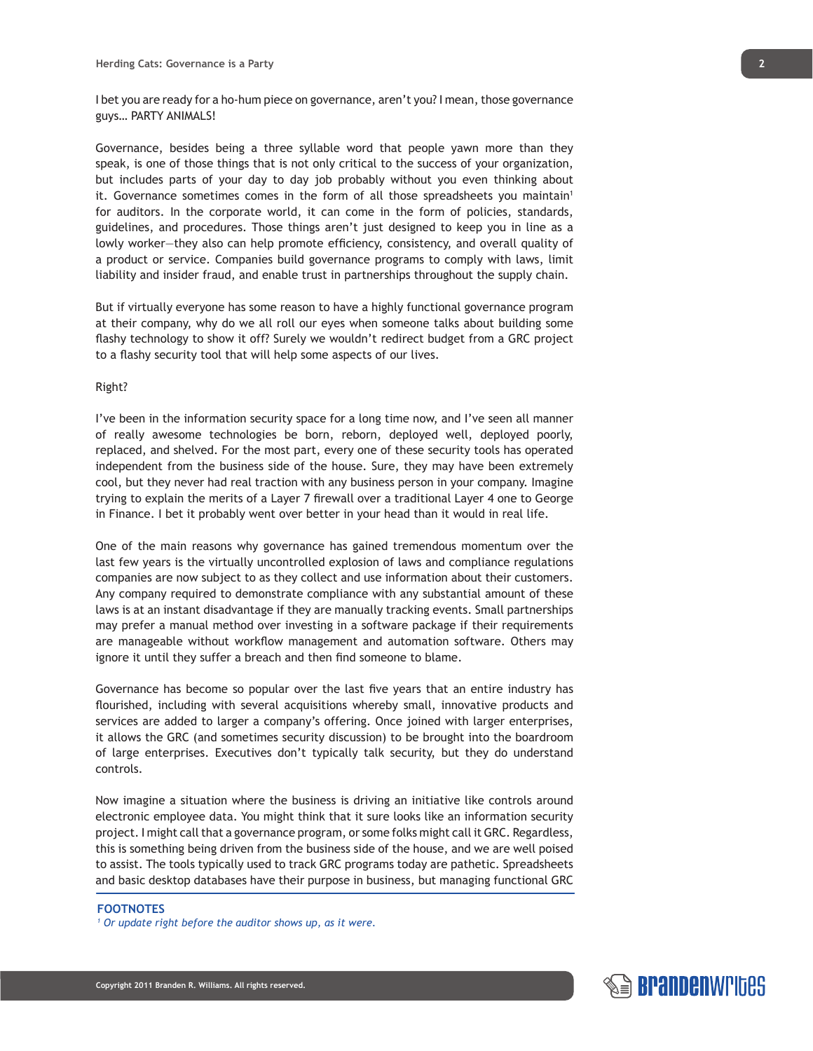I bet you are ready for a ho-hum piece on governance, aren't you? I mean, those governance guys… PARTY ANIMALS!

Governance, besides being a three syllable word that people yawn more than they speak, is one of those things that is not only critical to the success of your organization, but includes parts of your day to day job probably without you even thinking about it. Governance sometimes comes in the form of all those spreadsheets you maintain[1] for auditors. In the corporate world, it can come in the form of policies, standards, guidelines, and procedures. Those things aren't just designed to keep you in line as a lowly worker—they also can help promote efficiency, consistency, and overall quality of a product or service. Companies build governance programs to comply with laws, limit liability and insider fraud, and enable trust in partnerships throughout the supply chain.

But if virtually everyone has some reason to have a highly functional governance program at their company, why do we all roll our eyes when someone talks about building some flashy technology to show it off? Surely we wouldn't redirect budget from a GRC project to a flashy security tool that will help some aspects of our lives.

Right?

I've been in the information security space for a long time now, and I've seen all manner of really awesome technologies be born, reborn, deployed well, deployed poorly, replaced, and shelved. For the most part, every one of these security tools has operated independent from the business side of the house. Sure, they may have been extremely cool, but they never had real traction with any business person in your company. Imagine trying to explain the merits of a Layer 7 firewall over a traditional Layer 4 one to George in Finance. I bet it probably went over better in your head than it would in real life.

One of the main reasons why governance has gained tremendous momentum over the last few years is the virtually uncontrolled explosion of laws and compliance regulations companies are now subject to as they collect and use information about their customers. Any company required to demonstrate compliance with any substantial amount of these laws is at an instant disadvantage if they are manually tracking events. Small partnerships may prefer a manual method over investing in a software package if their requirements are manageable without workflow management and automation software. Others may ignore it until they suffer a breach and then find someone to blame.

Governance has become so popular over the last five years that an entire industry has flourished, including with several acquisitions whereby small, innovative products and services are added to larger a company's offering. Once joined with larger enterprises, it allows the GRC (and sometimes security discussion) to be brought into the boardroom of large enterprises. Executives don't typically talk security, but they do understand controls.

Now imagine a situation where the business is driving an initiative like controls around electronic employee data. You might think that it sure looks like an information security project. I might call that a governance program, or some folks might call it GRC. Regardless, this is something being driven from the business side of the house, and we are well poised to assist. The tools typically used to track GRC programs today are pathetic. Spreadsheets and basic desktop databases have their purpose in business, but managing functional GRC

---

**FOOTNOTES**

[1] *Or update right before the auditor shows up, as it were.*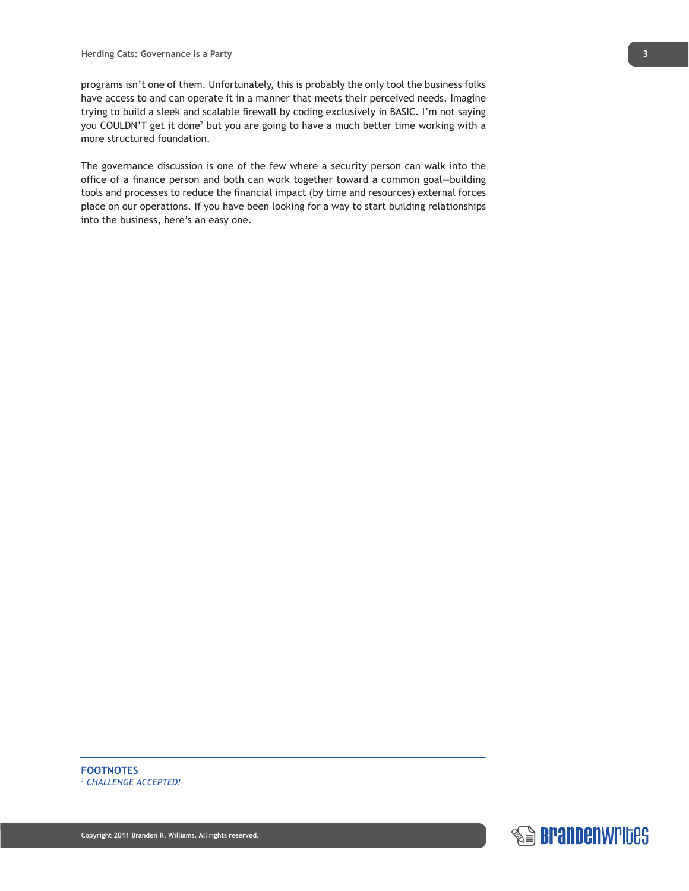programs isn't one of them. Unfortunately, this is probably the only tool the business folks have access to and can operate it in a manner that meets their perceived needs. Imagine trying to build a sleek and scalable firewall by coding exclusively in BASIC. I'm not saying you COULDN'T get it done[2] but you are going to have a much better time working with a more structured foundation.

The governance discussion is one of the few where a security person can walk into the office of a finance person and both can work together toward a common goal—building tools and processes to reduce the financial impact (by time and resources) external forces place on our operations. If you have been looking for a way to start building relationships into the business, here's an easy one.

---

**FOOTNOTES**

[2] *CHALLENGE ACCEPTED!*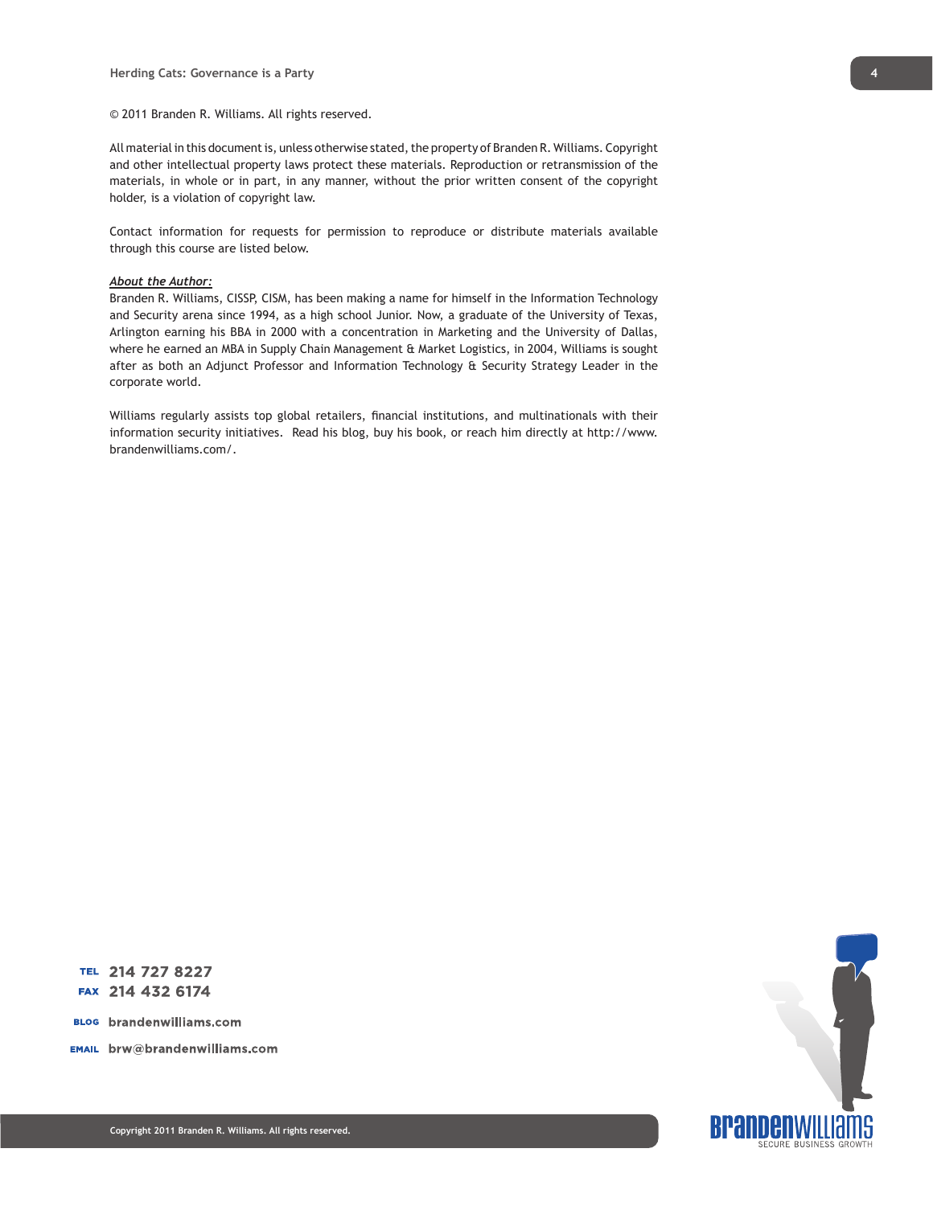© 2011 Branden R. Williams. All rights reserved.

All material in this document is, unless otherwise stated, the property of Branden R. Williams. Copyright and other intellectual property laws protect these materials. Reproduction or retransmission of the materials, in whole or in part, in any manner, without the prior written consent of the copyright holder, is a violation of copyright law.

Contact information for requests for permission to reproduce or distribute materials available through this course are listed below.

***About the Author:***

Branden R. Williams, CISSP, CISM, has been making a name for himself in the Information Technology and Security arena since 1994, as a high school Junior. Now, a graduate of the University of Texas, Arlington earning his BBA in 2000 with a concentration in Marketing and the University of Dallas, where he earned an MBA in Supply Chain Management & Market Logistics, in 2004, Williams is sought after as both an Adjunct Professor and Information Technology & Security Strategy Leader in the corporate world.

Williams regularly assists top global retailers, financial institutions, and multinationals with their information security initiatives. Read his blog, buy his book, or reach him directly at http://www.brandenwilliams.com/.

**TEL** 214 727 8227
**FAX** 214 432 6174

**BLOG** brandenwilliams.com

**EMAIL** brw@brandenwilliams.com

BrandenWilliams
SECURE BUSINESS GROWTH